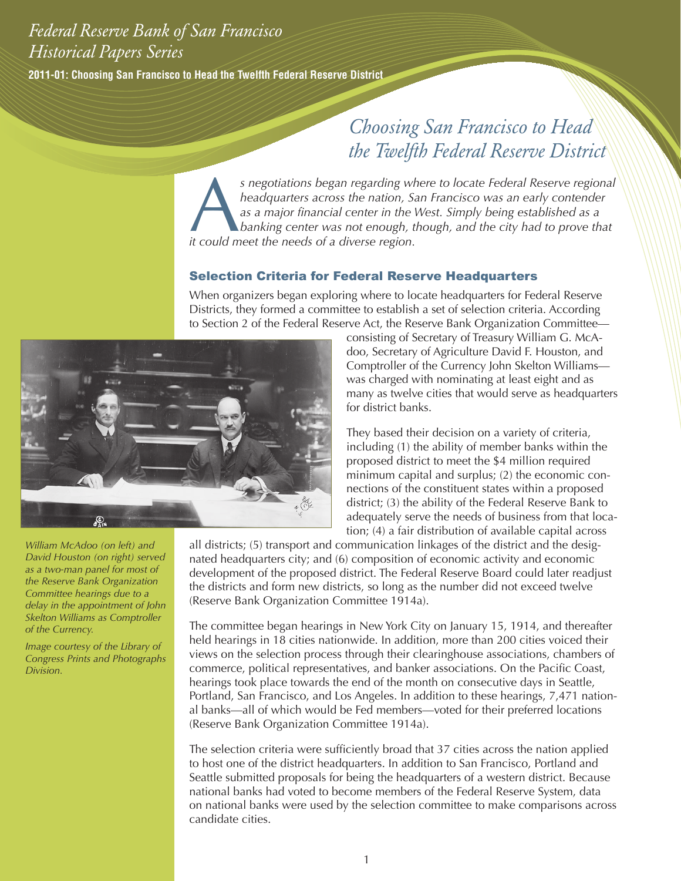# Choosing San Francisco to Head the Twelfth Federal Reserve District

*As negotiations began regarding where to locate Federal Reserve regional headquarters across the nation, San Francisco was an early contender as a major financial center in the West. Simply being established as a banking center was not enough, though, and the city had to prove that it could meet the needs of a diverse region.*

## Selection Criteria for Federal Reserve Headquarters

When organizers began exploring where to locate headquarters for Federal Reserve Districts, they formed a committee to establish a set of selection criteria. According to Section 2 of the Federal Reserve Act, the Reserve Bank Organization Committee—consisting of Secretary of Treasury William G. McAdoo, Secretary of Agriculture David F. Houston, and Comptroller of the Currency John Skelton Williams—was charged with nominating at least eight and as many as twelve cities that would serve as headquarters for district banks.

They based their decision on a variety of criteria, including (1) the ability of member banks within the proposed district to meet the $4 million required minimum capital and surplus; (2) the economic connections of the constituent states within a proposed district; (3) the ability of the Federal Reserve Bank to adequately serve the needs of business from that location; (4) a fair distribution of available capital across all districts; (5) transport and communication linkages of the district and the designated headquarters city; and (6) composition of economic activity and economic development of the proposed district. The Federal Reserve Board could later readjust the districts and form new districts, so long as the number did not exceed twelve (Reserve Bank Organization Committee 1914a).

*William McAdoo (on left) and David Houston (on right) served as a two-man panel for most of the Reserve Bank Organization Committee hearings due to a delay in the appointment of John Skelton Williams as Comptroller of the Currency.*

*Image courtesy of the Library of Congress Prints and Photographs Division.*

The committee began hearings in New York City on January 15, 1914, and thereafter held hearings in 18 cities nationwide. In addition, more than 200 cities voiced their views on the selection process through their clearinghouse associations, chambers of commerce, political representatives, and banker associations. On the Pacific Coast, hearings took place towards the end of the month on consecutive days in Seattle, Portland, San Francisco, and Los Angeles. In addition to these hearings, 7,471 national banks—all of which would be Fed members—voted for their preferred locations (Reserve Bank Organization Committee 1914a).

The selection criteria were sufficiently broad that 37 cities across the nation applied to host one of the district headquarters. In addition to San Francisco, Portland and Seattle submitted proposals for being the headquarters of a western district. Because national banks had voted to become members of the Federal Reserve System, data on national banks were used by the selection committee to make comparisons across candidate cities.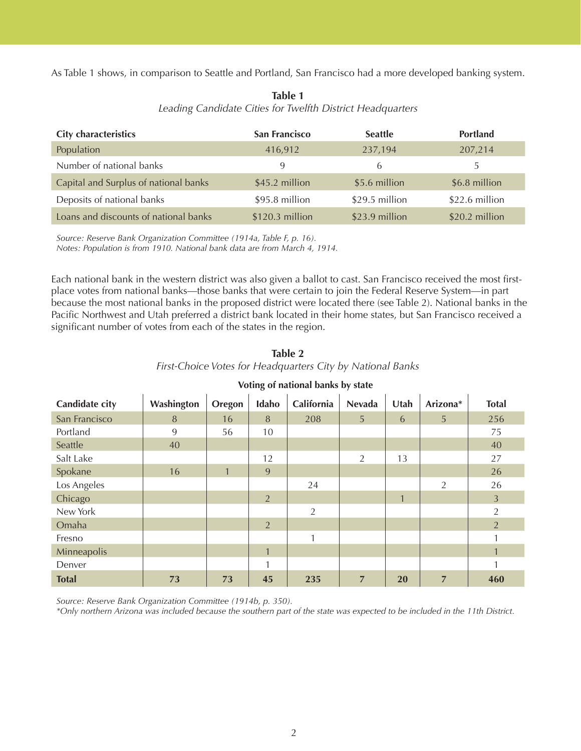As Table 1 shows, in comparison to Seattle and Portland, San Francisco had a more developed banking system.

**Table 1**
*Leading Candidate Cities for Twelfth District Headquarters*

| City characteristics | San Francisco | Seattle | Portland |
|---|---|---|---|
| Population | 416,912 | 237,194 | 207,214 |
| Number of national banks | 9 | 6 | 5 |
| Capital and Surplus of national banks | $45.2 million | $5.6 million | $6.8 million |
| Deposits of national banks | $95.8 million | $29.5 million | $22.6 million |
| Loans and discounts of national banks | $120.3 million | $23.9 million | $20.2 million |

*Source: Reserve Bank Organization Committee (1914a, Table F, p. 16).*
*Notes: Population is from 1910. National bank data are from March 4, 1914.*

Each national bank in the western district was also given a ballot to cast. San Francisco received the most first-place votes from national banks—those banks that were certain to join the Federal Reserve System—in part because the most national banks in the proposed district were located there (see Table 2). National banks in the Pacific Northwest and Utah preferred a district bank located in their home states, but San Francisco received a significant number of votes from each of the states in the region.

**Table 2**
*First-Choice Votes for Headquarters City by National Banks*

| | Voting of national banks by state | | | | | | | |
|---|---|---|---|---|---|---|---|---|
| **Candidate city** | **Washington** | **Oregon** | **Idaho** | **California** | **Nevada** | **Utah** | **Arizona*** | **Total** |
| San Francisco | 8 | 16 | 8 | 208 | 5 | 6 | 5 | 256 |
| Portland | 9 | 56 | 10 | | | | | 75 |
| Seattle | 40 | | | | | | | 40 |
| Salt Lake | | | 12 | | 2 | 13 | | 27 |
| Spokane | 16 | 1 | 9 | | | | | 26 |
| Los Angeles | | | | 24 | | | 2 | 26 |
| Chicago | | | 2 | | | 1 | | 3 |
| New York | | | | 2 | | | | 2 |
| Omaha | | | 2 | | | | | 2 |
| Fresno | | | | 1 | | | | 1 |
| Minneapolis | | | 1 | | | | | 1 |
| Denver | | | 1 | | | | | 1 |
| **Total** | **73** | **73** | **45** | **235** | **7** | **20** | **7** | **460** |

*Source: Reserve Bank Organization Committee (1914b, p. 350).*
**Only northern Arizona was included because the southern part of the state was expected to be included in the 11th District.*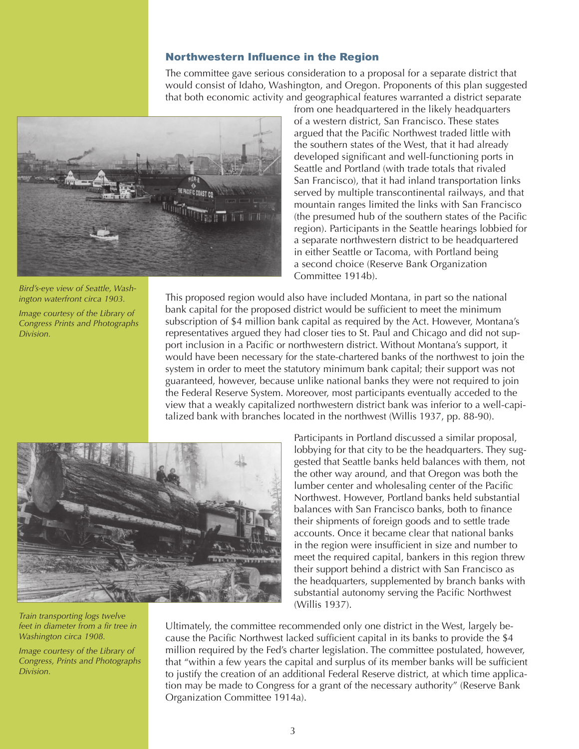## Northwestern Influence in the Region

The committee gave serious consideration to a proposal for a separate district that would consist of Idaho, Washington, and Oregon. Proponents of this plan suggested that both economic activity and geographical features warranted a district separate from one headquartered in the likely headquarters of a western district, San Francisco. These states argued that the Pacific Northwest traded little with the southern states of the West, that it had already developed significant and well-functioning ports in Seattle and Portland (with trade totals that rivaled San Francisco), that it had inland transportation links served by multiple transcontinental railways, and that mountain ranges limited the links with San Francisco (the presumed hub of the southern states of the Pacific region). Participants in the Seattle hearings lobbied for a separate northwestern district to be headquartered in either Seattle or Tacoma, with Portland being a second choice (Reserve Bank Organization Committee 1914b).

*Bird's-eye view of Seattle, Washington waterfront circa 1903.*

*Image courtesy of the Library of Congress Prints and Photographs Division.*

This proposed region would also have included Montana, in part so the national bank capital for the proposed district would be sufficient to meet the minimum subscription of $4 million bank capital as required by the Act. However, Montana's representatives argued they had closer ties to St. Paul and Chicago and did not support inclusion in a Pacific or northwestern district. Without Montana's support, it would have been necessary for the state-chartered banks of the northwest to join the system in order to meet the statutory minimum bank capital; their support was not guaranteed, however, because unlike national banks they were not required to join the Federal Reserve System. Moreover, most participants eventually acceded to the view that a weakly capitalized northwestern district bank was inferior to a well-capitalized bank with branches located in the northwest (Willis 1937, pp. 88-90).

Participants in Portland discussed a similar proposal, lobbying for that city to be the headquarters. They suggested that Seattle banks held balances with them, not the other way around, and that Oregon was both the lumber center and wholesaling center of the Pacific Northwest. However, Portland banks held substantial balances with San Francisco banks, both to finance their shipments of foreign goods and to settle trade accounts. Once it became clear that national banks in the region were insufficient in size and number to meet the required capital, bankers in this region threw their support behind a district with San Francisco as the headquarters, supplemented by branch banks with substantial autonomy serving the Pacific Northwest (Willis 1937).

*Train transporting logs twelve feet in diameter from a fir tree in Washington circa 1908.*

*Image courtesy of the Library of Congress, Prints and Photographs Division.*

Ultimately, the committee recommended only one district in the West, largely because the Pacific Northwest lacked sufficient capital in its banks to provide the $4 million required by the Fed's charter legislation. The committee postulated, however, that "within a few years the capital and surplus of its member banks will be sufficient to justify the creation of an additional Federal Reserve district, at which time application may be made to Congress for a grant of the necessary authority" (Reserve Bank Organization Committee 1914a).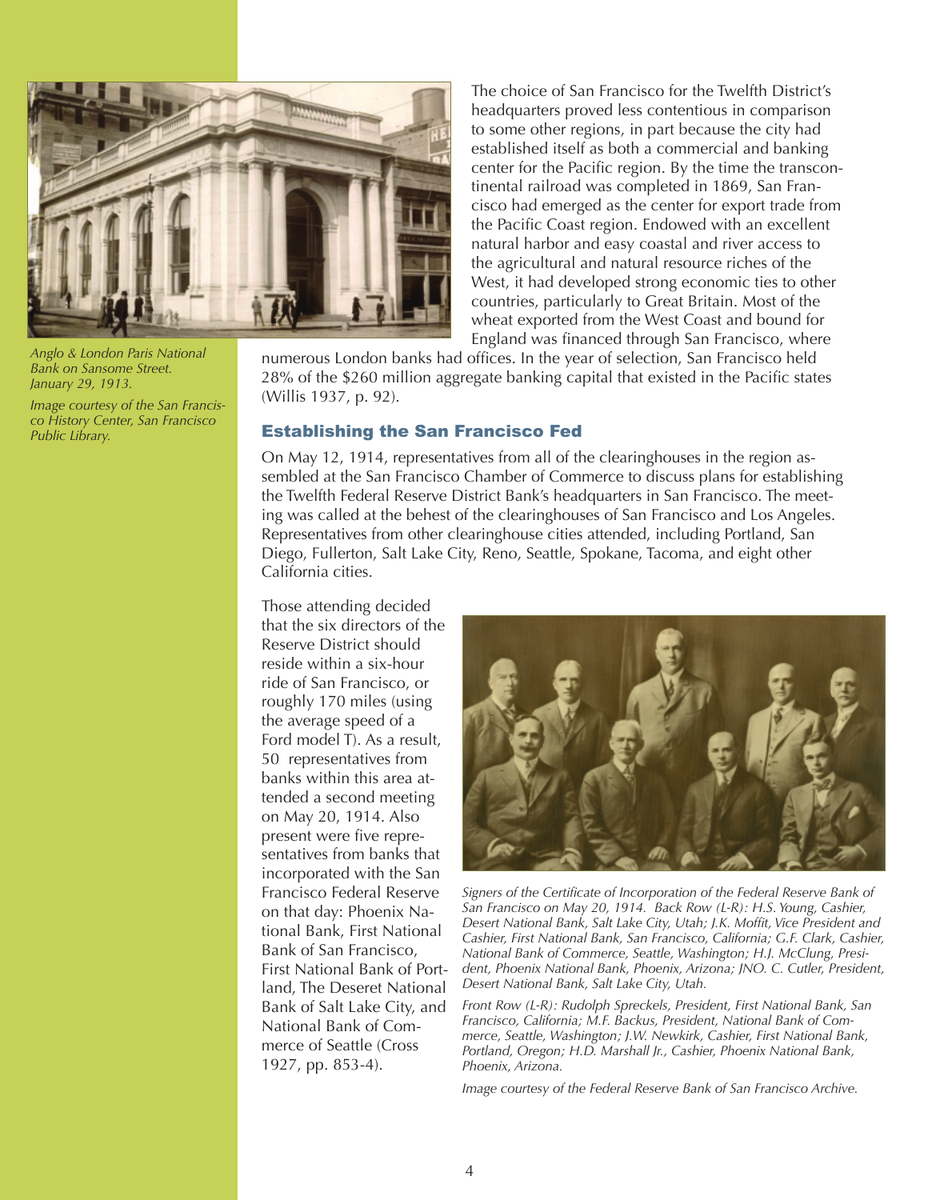The choice of San Francisco for the Twelfth District's headquarters proved less contentious in comparison to some other regions, in part because the city had established itself as both a commercial and banking center for the Pacific region. By the time the transcontinental railroad was completed in 1869, San Francisco had emerged as the center for export trade from the Pacific Coast region. Endowed with an excellent natural harbor and easy coastal and river access to the agricultural and natural resource riches of the West, it had developed strong economic ties to other countries, particularly to Great Britain. Most of the wheat exported from the West Coast and bound for England was financed through San Francisco, where numerous London banks had offices. In the year of selection, San Francisco held 28% of the $260 million aggregate banking capital that existed in the Pacific states (Willis 1937, p. 92).

*Anglo & London Paris National Bank on Sansome Street. January 29, 1913.*

*Image courtesy of the San Francisco History Center, San Francisco Public Library.*

## Establishing the San Francisco Fed

On May 12, 1914, representatives from all of the clearinghouses in the region assembled at the San Francisco Chamber of Commerce to discuss plans for establishing the Twelfth Federal Reserve District Bank's headquarters in San Francisco. The meeting was called at the behest of the clearinghouses of San Francisco and Los Angeles. Representatives from other clearinghouse cities attended, including Portland, San Diego, Fullerton, Salt Lake City, Reno, Seattle, Spokane, Tacoma, and eight other California cities.

Those attending decided that the six directors of the Reserve District should reside within a six-hour ride of San Francisco, or roughly 170 miles (using the average speed of a Ford model T). As a result, 50 representatives from banks within this area attended a second meeting on May 20, 1914. Also present were five representatives from banks that incorporated with the San Francisco Federal Reserve on that day: Phoenix National Bank, First National Bank of San Francisco, First National Bank of Portland, The Deseret National Bank of Salt Lake City, and National Bank of Commerce of Seattle (Cross 1927, pp. 853-4).

*Signers of the Certificate of Incorporation of the Federal Reserve Bank of San Francisco on May 20, 1914. Back Row (L-R): H.S. Young, Cashier, Desert National Bank, Salt Lake City, Utah; J.K. Moffit, Vice President and Cashier, First National Bank, San Francisco, California; G.F. Clark, Cashier, National Bank of Commerce, Seattle, Washington; H.J. McClung, President, Phoenix National Bank, Phoenix, Arizona; JNO. C. Cutler, President, Desert National Bank, Salt Lake City, Utah.*

*Front Row (L-R): Rudolph Spreckels, President, First National Bank, San Francisco, California; M.F. Backus, President, National Bank of Commerce, Seattle, Washington; J.W. Newkirk, Cashier, First National Bank, Portland, Oregon; H.D. Marshall Jr., Cashier, Phoenix National Bank, Phoenix, Arizona.*

*Image courtesy of the Federal Reserve Bank of San Francisco Archive.*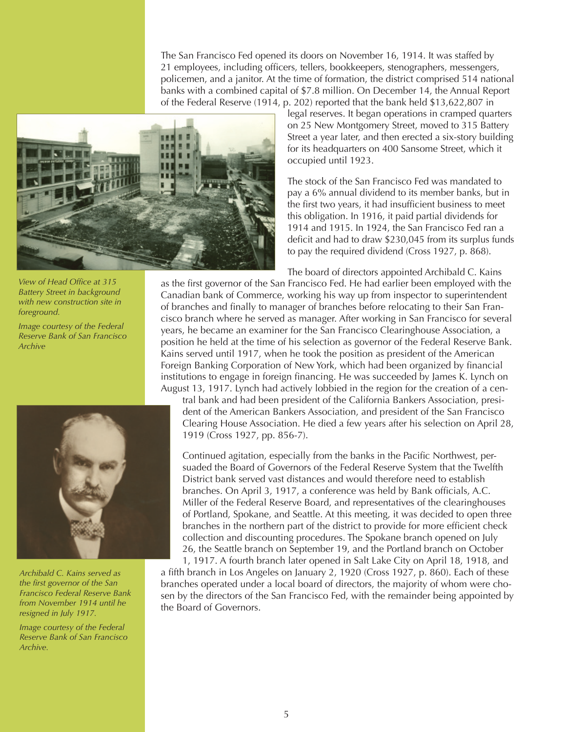The San Francisco Fed opened its doors on November 16, 1914. It was staffed by 21 employees, including officers, tellers, bookkeepers, stenographers, messengers, policemen, and a janitor. At the time of formation, the district comprised 514 national banks with a combined capital of $7.8 million. On December 14, the Annual Report of the Federal Reserve (1914, p. 202) reported that the bank held $13,622,807 in legal reserves. It began operations in cramped quarters on 25 New Montgomery Street, moved to 315 Battery Street a year later, and then erected a six-story building for its headquarters on 400 Sansome Street, which it occupied until 1923.

*View of Head Office at 315 Battery Street in background with new construction site in foreground.*

*Image courtesy of the Federal Reserve Bank of San Francisco Archive*

The stock of the San Francisco Fed was mandated to pay a 6% annual dividend to its member banks, but in the first two years, it had insufficient business to meet this obligation. In 1916, it paid partial dividends for 1914 and 1915. In 1924, the San Francisco Fed ran a deficit and had to draw $230,045 from its surplus funds to pay the required dividend (Cross 1927, p. 868).

The board of directors appointed Archibald C. Kains as the first governor of the San Francisco Fed. He had earlier been employed with the Canadian bank of Commerce, working his way up from inspector to superintendent of branches and finally to manager of branches before relocating to their San Francisco branch where he served as manager. After working in San Francisco for several years, he became an examiner for the San Francisco Clearinghouse Association, a position he held at the time of his selection as governor of the Federal Reserve Bank. Kains served until 1917, when he took the position as president of the American Foreign Banking Corporation of New York, which had been organized by financial institutions to engage in foreign financing. He was succeeded by James K. Lynch on August 13, 1917. Lynch had actively lobbied in the region for the creation of a central bank and had been president of the California Bankers Association, president of the American Bankers Association, and president of the San Francisco Clearing House Association. He died a few years after his selection on April 28, 1919 (Cross 1927, pp. 856-7).

*Archibald C. Kains served as the first governor of the San Francisco Federal Reserve Bank from November 1914 until he resigned in July 1917.*

*Image courtesy of the Federal Reserve Bank of San Francisco Archive.*

Continued agitation, especially from the banks in the Pacific Northwest, persuaded the Board of Governors of the Federal Reserve System that the Twelfth District bank served vast distances and would therefore need to establish branches. On April 3, 1917, a conference was held by Bank officials, A.C. Miller of the Federal Reserve Board, and representatives of the clearinghouses of Portland, Spokane, and Seattle. At this meeting, it was decided to open three branches in the northern part of the district to provide for more efficient check collection and discounting procedures. The Spokane branch opened on July 26, the Seattle branch on September 19, and the Portland branch on October 1, 1917. A fourth branch later opened in Salt Lake City on April 18, 1918, and a fifth branch in Los Angeles on January 2, 1920 (Cross 1927, p. 860). Each of these branches operated under a local board of directors, the majority of whom were chosen by the directors of the San Francisco Fed, with the remainder being appointed by the Board of Governors.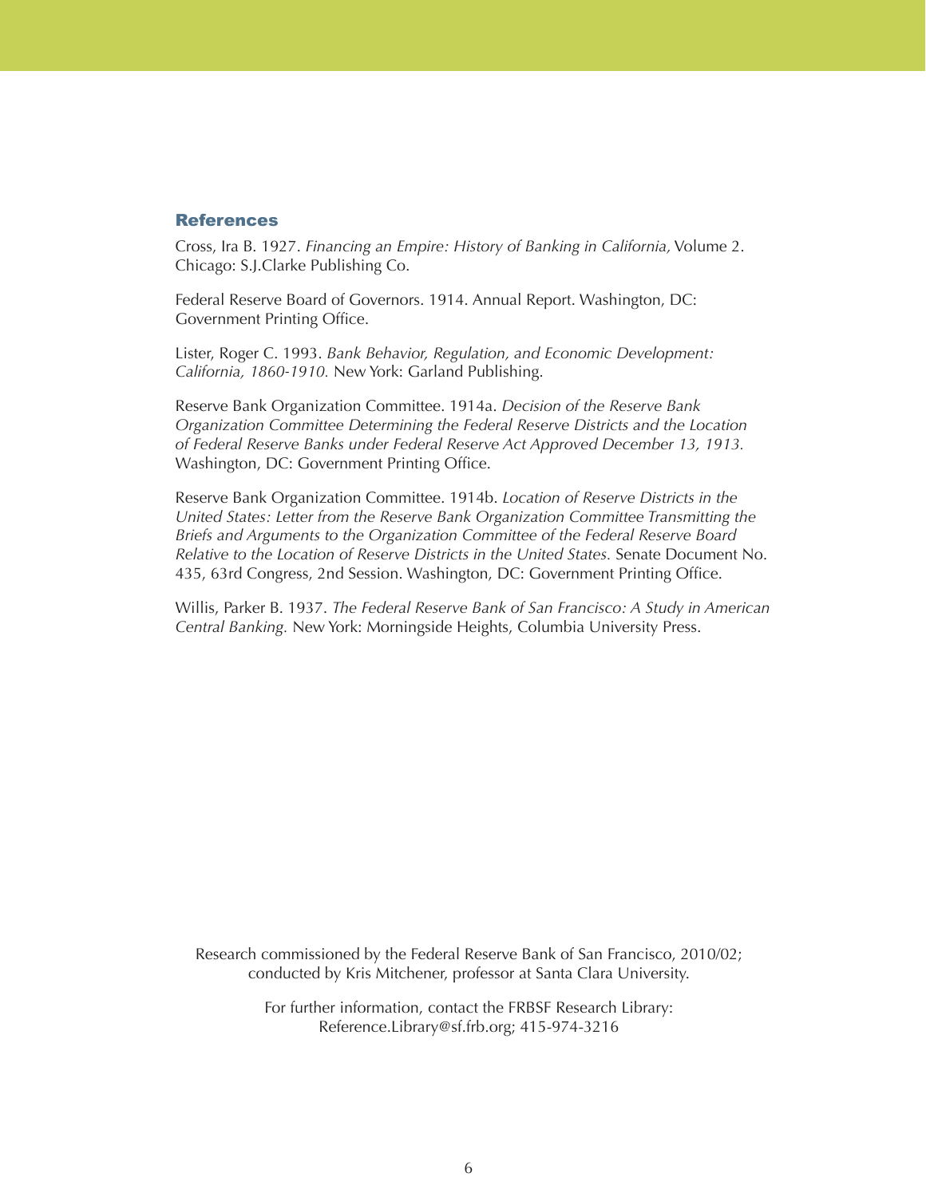## References

Cross, Ira B. 1927. *Financing an Empire: History of Banking in California,* Volume 2. Chicago: S.J.Clarke Publishing Co.

Federal Reserve Board of Governors. 1914. Annual Report. Washington, DC: Government Printing Office.

Lister, Roger C. 1993. *Bank Behavior, Regulation, and Economic Development: California, 1860-1910.* New York: Garland Publishing.

Reserve Bank Organization Committee. 1914a. *Decision of the Reserve Bank Organization Committee Determining the Federal Reserve Districts and the Location of Federal Reserve Banks under Federal Reserve Act Approved December 13, 1913.* Washington, DC: Government Printing Office.

Reserve Bank Organization Committee. 1914b. *Location of Reserve Districts in the United States: Letter from the Reserve Bank Organization Committee Transmitting the Briefs and Arguments to the Organization Committee of the Federal Reserve Board Relative to the Location of Reserve Districts in the United States.* Senate Document No. 435, 63rd Congress, 2nd Session. Washington, DC: Government Printing Office.

Willis, Parker B. 1937. *The Federal Reserve Bank of San Francisco: A Study in American Central Banking.* New York: Morningside Heights, Columbia University Press.

Research commissioned by the Federal Reserve Bank of San Francisco, 2010/02; conducted by Kris Mitchener, professor at Santa Clara University.

For further information, contact the FRBSF Research Library: Reference.Library@sf.frb.org; 415-974-3216